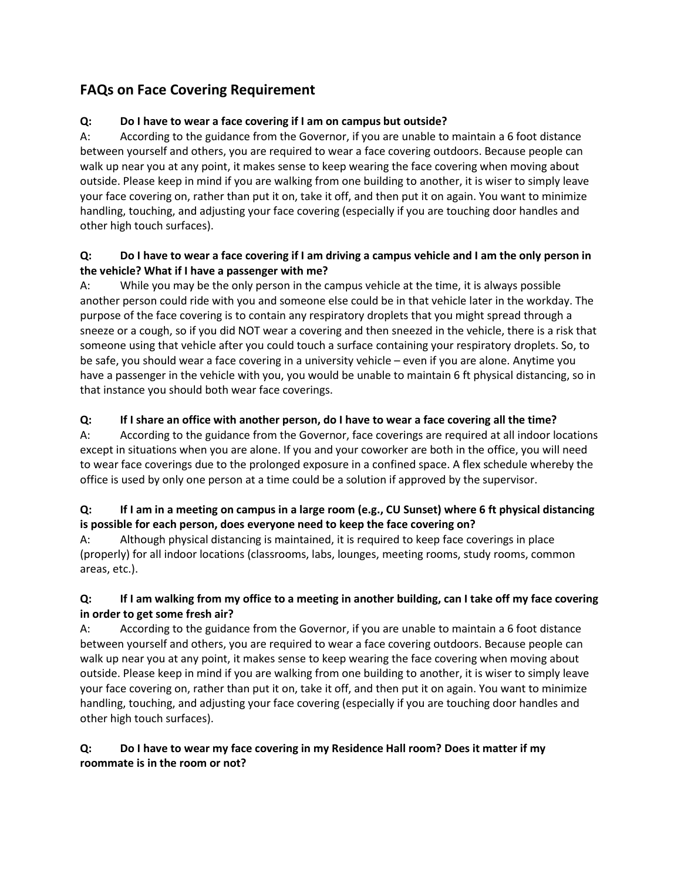## FAQs on Face Covering Requirement

**Q: Do I have to wear a face covering if I am on campus but outside?**

A: According to the guidance from the Governor, if you are unable to maintain a 6 foot distance between yourself and others, you are required to wear a face covering outdoors. Because people can walk up near you at any point, it makes sense to keep wearing the face covering when moving about outside. Please keep in mind if you are walking from one building to another, it is wiser to simply leave your face covering on, rather than put it on, take it off, and then put it on again. You want to minimize handling, touching, and adjusting your face covering (especially if you are touching door handles and other high touch surfaces).

**Q: Do I have to wear a face covering if I am driving a campus vehicle and I am the only person in the vehicle? What if I have a passenger with me?**

A: While you may be the only person in the campus vehicle at the time, it is always possible another person could ride with you and someone else could be in that vehicle later in the workday. The purpose of the face covering is to contain any respiratory droplets that you might spread through a sneeze or a cough, so if you did NOT wear a covering and then sneezed in the vehicle, there is a risk that someone using that vehicle after you could touch a surface containing your respiratory droplets. So, to be safe, you should wear a face covering in a university vehicle – even if you are alone. Anytime you have a passenger in the vehicle with you, you would be unable to maintain 6 ft physical distancing, so in that instance you should both wear face coverings.

**Q: If I share an office with another person, do I have to wear a face covering all the time?**

A: According to the guidance from the Governor, face coverings are required at all indoor locations except in situations when you are alone. If you and your coworker are both in the office, you will need to wear face coverings due to the prolonged exposure in a confined space. A flex schedule whereby the office is used by only one person at a time could be a solution if approved by the supervisor.

**Q: If I am in a meeting on campus in a large room (e.g., CU Sunset) where 6 ft physical distancing is possible for each person, does everyone need to keep the face covering on?**

A: Although physical distancing is maintained, it is required to keep face coverings in place (properly) for all indoor locations (classrooms, labs, lounges, meeting rooms, study rooms, common areas, etc.).

**Q: If I am walking from my office to a meeting in another building, can I take off my face covering in order to get some fresh air?**

A: According to the guidance from the Governor, if you are unable to maintain a 6 foot distance between yourself and others, you are required to wear a face covering outdoors. Because people can walk up near you at any point, it makes sense to keep wearing the face covering when moving about outside. Please keep in mind if you are walking from one building to another, it is wiser to simply leave your face covering on, rather than put it on, take it off, and then put it on again. You want to minimize handling, touching, and adjusting your face covering (especially if you are touching door handles and other high touch surfaces).

**Q: Do I have to wear my face covering in my Residence Hall room? Does it matter if my roommate is in the room or not?**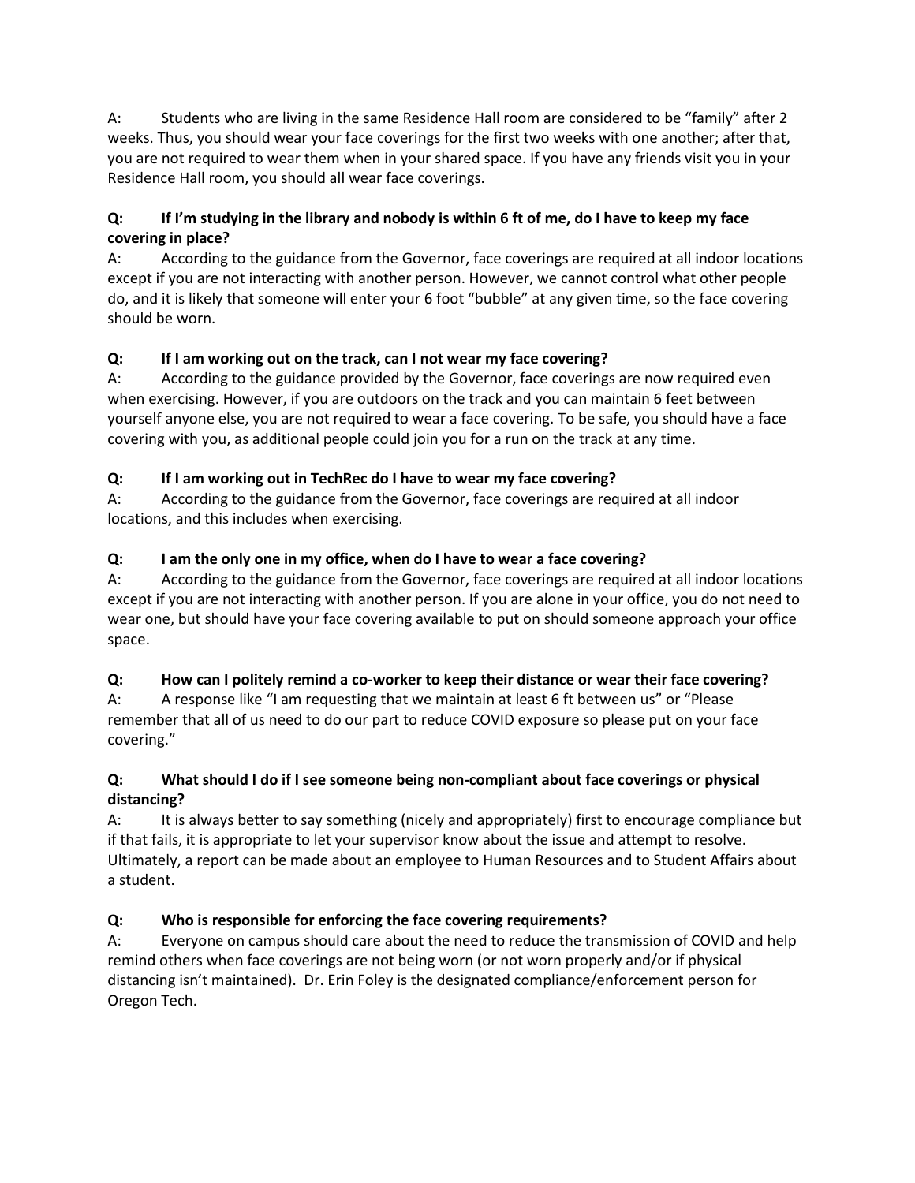A: Students who are living in the same Residence Hall room are considered to be "family" after 2 weeks. Thus, you should wear your face coverings for the first two weeks with one another; after that, you are not required to wear them when in your shared space. If you have any friends visit you in your Residence Hall room, you should all wear face coverings.

**Q: If I'm studying in the library and nobody is within 6 ft of me, do I have to keep my face covering in place?**

A: According to the guidance from the Governor, face coverings are required at all indoor locations except if you are not interacting with another person. However, we cannot control what other people do, and it is likely that someone will enter your 6 foot "bubble" at any given time, so the face covering should be worn.

**Q: If I am working out on the track, can I not wear my face covering?**

A: According to the guidance provided by the Governor, face coverings are now required even when exercising. However, if you are outdoors on the track and you can maintain 6 feet between yourself anyone else, you are not required to wear a face covering. To be safe, you should have a face covering with you, as additional people could join you for a run on the track at any time.

**Q: If I am working out in TechRec do I have to wear my face covering?**

A: According to the guidance from the Governor, face coverings are required at all indoor locations, and this includes when exercising.

**Q: I am the only one in my office, when do I have to wear a face covering?**

A: According to the guidance from the Governor, face coverings are required at all indoor locations except if you are not interacting with another person. If you are alone in your office, you do not need to wear one, but should have your face covering available to put on should someone approach your office space.

**Q: How can I politely remind a co-worker to keep their distance or wear their face covering?**

A: A response like "I am requesting that we maintain at least 6 ft between us" or "Please remember that all of us need to do our part to reduce COVID exposure so please put on your face covering."

**Q: What should I do if I see someone being non-compliant about face coverings or physical distancing?**

A: It is always better to say something (nicely and appropriately) first to encourage compliance but if that fails, it is appropriate to let your supervisor know about the issue and attempt to resolve. Ultimately, a report can be made about an employee to Human Resources and to Student Affairs about a student.

**Q: Who is responsible for enforcing the face covering requirements?**

A: Everyone on campus should care about the need to reduce the transmission of COVID and help remind others when face coverings are not being worn (or not worn properly and/or if physical distancing isn't maintained). Dr. Erin Foley is the designated compliance/enforcement person for Oregon Tech.